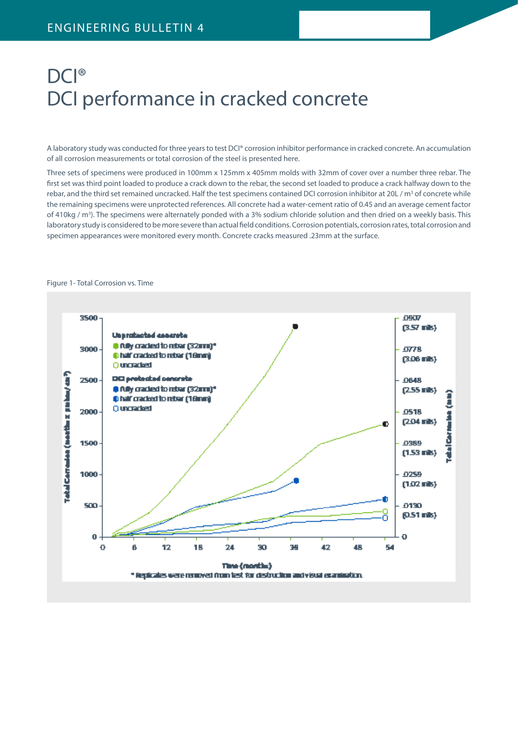# DCI®
# DCI performance in cracked concrete

A laboratory study was conducted for three years to test DCI® corrosion inhibitor performance in cracked concrete. An accumulation of all corrosion measurements or total corrosion of the steel is presented here.

Three sets of specimens were produced in 100mm x 125mm x 405mm molds with 32mm of cover over a number three rebar. The first set was third point loaded to produce a crack down to the rebar, the second set loaded to produce a crack halfway down to the rebar, and the third set remained uncracked. Half the test specimens contained DCI corrosion inhibitor at 20L / m³ of concrete while the remaining specimens were unprotected references. All concrete had a water-cement ratio of 0.45 and an average cement factor of 410kg / m³). The specimens were alternately ponded with a 3% sodium chloride solution and then dried on a weekly basis. This laboratory study is considered to be more severe than actual field conditions. Corrosion potentials, corrosion rates, total corrosion and specimen appearances were monitored every month. Concrete cracks measured .23mm at the surface.

Figure 1- Total Corrosion vs. Time

Unprotected concrete
- fully cracked to rebar (32mm)*
- half cracked to rebar (16mm)
- uncracked

DCI protected concrete
- fully cracked to rebar (32mm)*
- half cracked to rebar (16mm)
- uncracked

Total Corrosion (months x µmhos / cm²)

Total Corrosion (mm)

Time (months)

\* Replicates were removed from test for destruction and visual examination.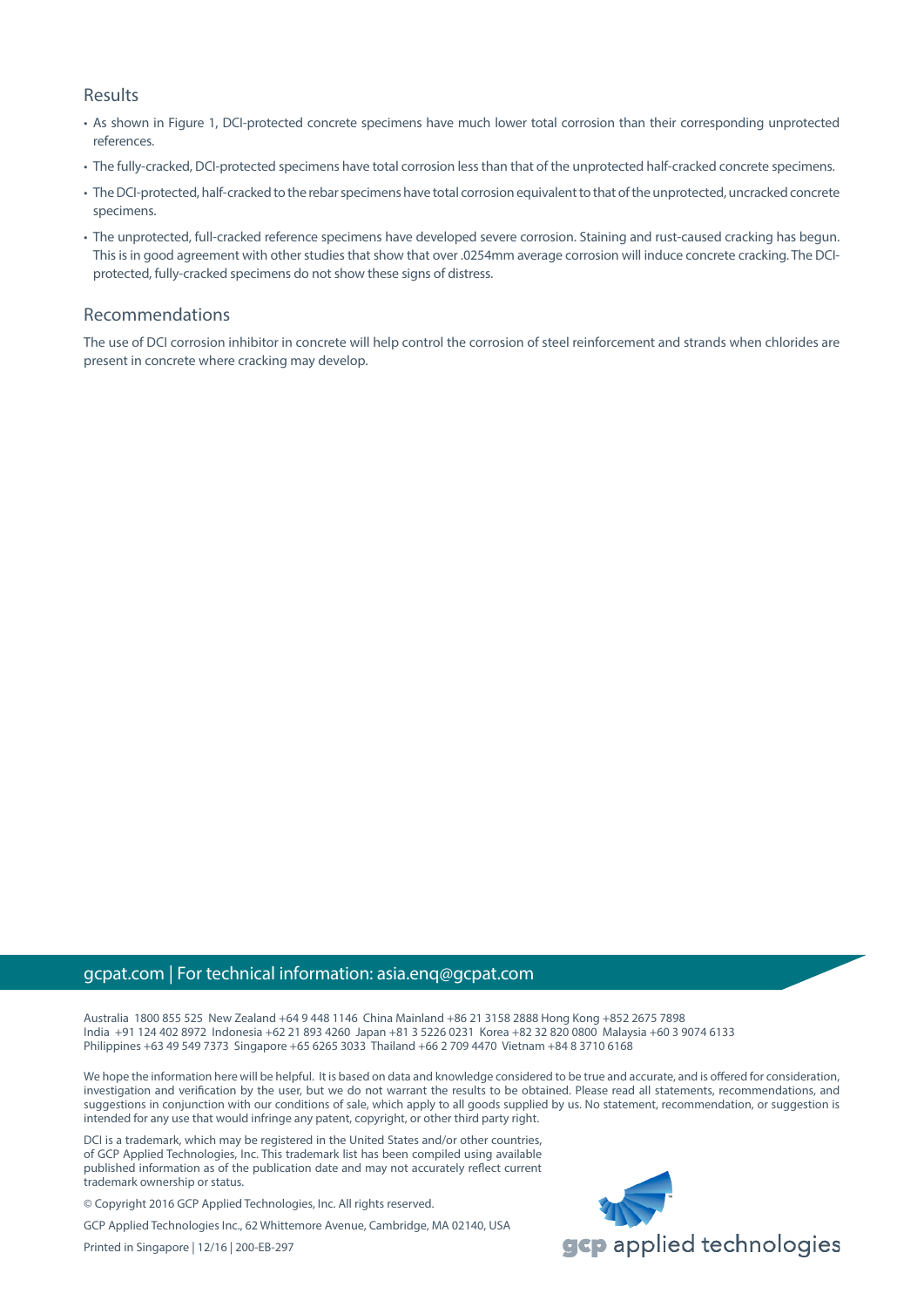## Results

- As shown in Figure 1, DCI-protected concrete specimens have much lower total corrosion than their corresponding unprotected references.
- The fully-cracked, DCI-protected specimens have total corrosion less than that of the unprotected half-cracked concrete specimens.
- The DCI-protected, half-cracked to the rebar specimens have total corrosion equivalent to that of the unprotected, uncracked concrete specimens.
- The unprotected, full-cracked reference specimens have developed severe corrosion. Staining and rust-caused cracking has begun. This is in good agreement with other studies that show that over .0254mm average corrosion will induce concrete cracking. The DCI-protected, fully-cracked specimens do not show these signs of distress.

## Recommendations

The use of DCI corrosion inhibitor in concrete will help control the corrosion of steel reinforcement and strands when chlorides are present in concrete where cracking may develop.

gcpat.com | For technical information: asia.enq@gcpat.com

Australia 1800 855 525 New Zealand +64 9 448 1146 China Mainland +86 21 3158 2888 Hong Kong +852 2675 7898
India +91 124 402 8972 Indonesia +62 21 893 4260 Japan +81 3 5226 0231 Korea +82 32 820 0800 Malaysia +60 3 9074 6133
Philippines +63 49 549 7373 Singapore +65 6265 3033 Thailand +66 2 709 4470 Vietnam +84 8 3710 6168

We hope the information here will be helpful. It is based on data and knowledge considered to be true and accurate, and is offered for consideration, investigation and verification by the user, but we do not warrant the results to be obtained. Please read all statements, recommendations, and suggestions in conjunction with our conditions of sale, which apply to all goods supplied by us. No statement, recommendation, or suggestion is intended for any use that would infringe any patent, copyright, or other third party right.

DCI is a trademark, which may be registered in the United States and/or other countries, of GCP Applied Technologies, Inc. This trademark list has been compiled using available published information as of the publication date and may not accurately reflect current trademark ownership or status.

© Copyright 2016 GCP Applied Technologies, Inc. All rights reserved.

GCP Applied Technologies Inc., 62 Whittemore Avenue, Cambridge, MA 02140, USA

Printed in Singapore | 12/16 | 200-EB-297

gcp applied technologies